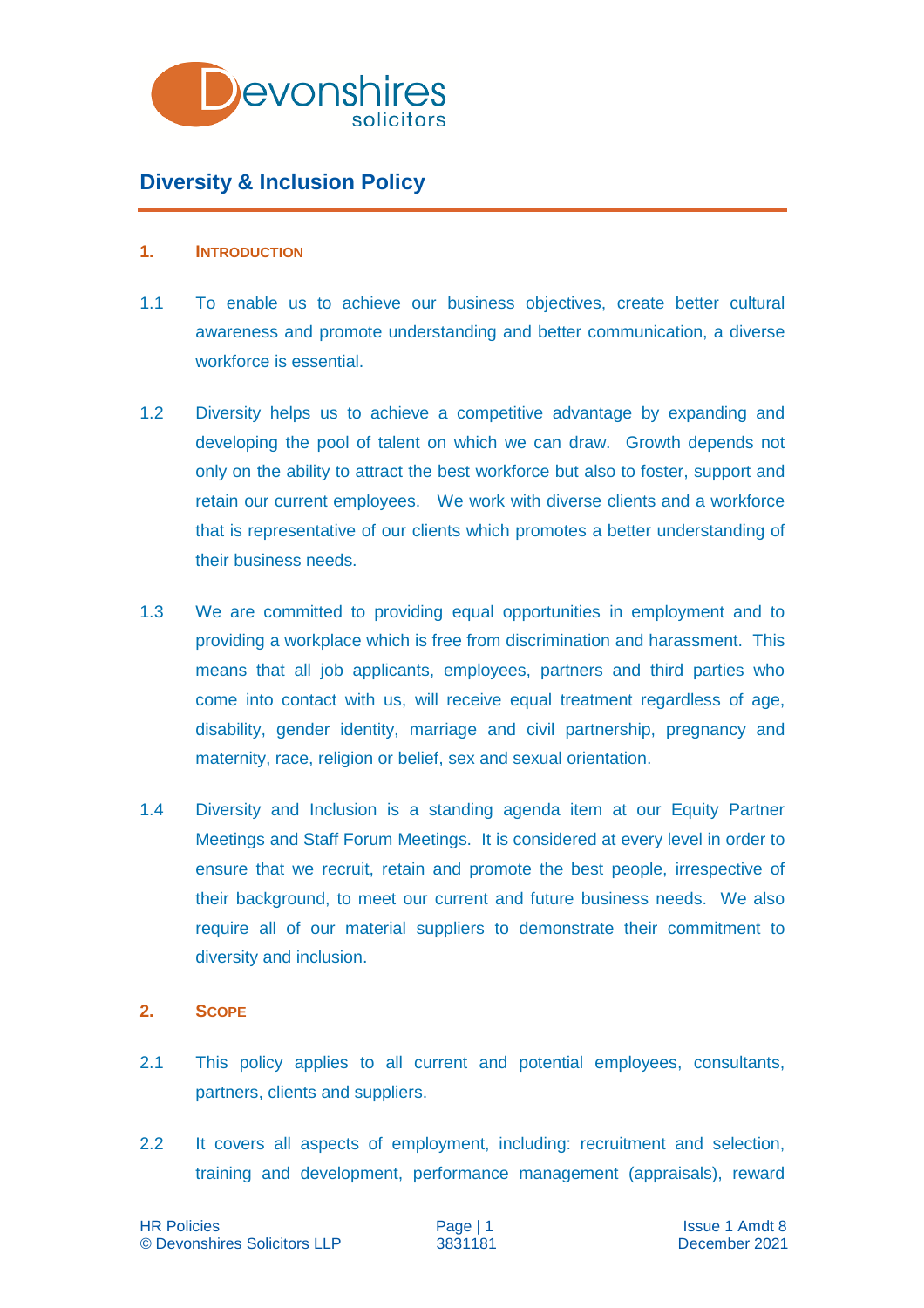# Diversity & Inclusion Policy

## 1. Introduction

1.1 To enable us to achieve our business objectives, create better cultural awareness and promote understanding and better communication, a diverse workforce is essential.

1.2 Diversity helps us to achieve a competitive advantage by expanding and developing the pool of talent on which we can draw. Growth depends not only on the ability to attract the best workforce but also to foster, support and retain our current employees. We work with diverse clients and a workforce that is representative of our clients which promotes a better understanding of their business needs.

1.3 We are committed to providing equal opportunities in employment and to providing a workplace which is free from discrimination and harassment. This means that all job applicants, employees, partners and third parties who come into contact with us, will receive equal treatment regardless of age, disability, gender identity, marriage and civil partnership, pregnancy and maternity, race, religion or belief, sex and sexual orientation.

1.4 Diversity and Inclusion is a standing agenda item at our Equity Partner Meetings and Staff Forum Meetings. It is considered at every level in order to ensure that we recruit, retain and promote the best people, irrespective of their background, to meet our current and future business needs. We also require all of our material suppliers to demonstrate their commitment to diversity and inclusion.

## 2. Scope

2.1 This policy applies to all current and potential employees, consultants, partners, clients and suppliers.

2.2 It covers all aspects of employment, including: recruitment and selection, training and development, performance management (appraisals), reward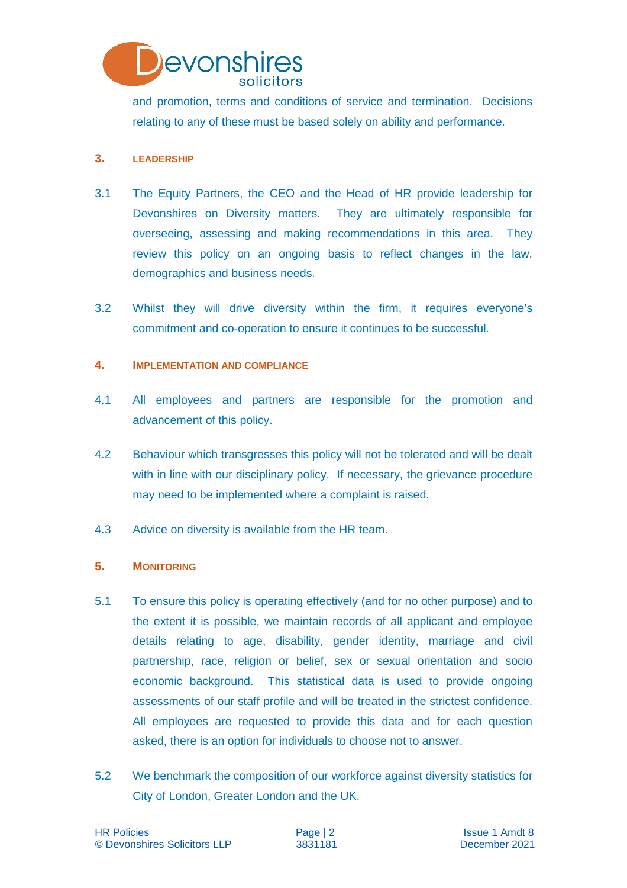and promotion, terms and conditions of service and termination. Decisions relating to any of these must be based solely on ability and performance.

## 3. LEADERSHIP

3.1 The Equity Partners, the CEO and the Head of HR provide leadership for Devonshires on Diversity matters. They are ultimately responsible for overseeing, assessing and making recommendations in this area. They review this policy on an ongoing basis to reflect changes in the law, demographics and business needs.

3.2 Whilst they will drive diversity within the firm, it requires everyone's commitment and co-operation to ensure it continues to be successful.

## 4. IMPLEMENTATION AND COMPLIANCE

4.1 All employees and partners are responsible for the promotion and advancement of this policy.

4.2 Behaviour which transgresses this policy will not be tolerated and will be dealt with in line with our disciplinary policy. If necessary, the grievance procedure may need to be implemented where a complaint is raised.

4.3 Advice on diversity is available from the HR team.

## 5. MONITORING

5.1 To ensure this policy is operating effectively (and for no other purpose) and to the extent it is possible, we maintain records of all applicant and employee details relating to age, disability, gender identity, marriage and civil partnership, race, religion or belief, sex or sexual orientation and socio economic background. This statistical data is used to provide ongoing assessments of our staff profile and will be treated in the strictest confidence. All employees are requested to provide this data and for each question asked, there is an option for individuals to choose not to answer.

5.2 We benchmark the composition of our workforce against diversity statistics for City of London, Greater London and the UK.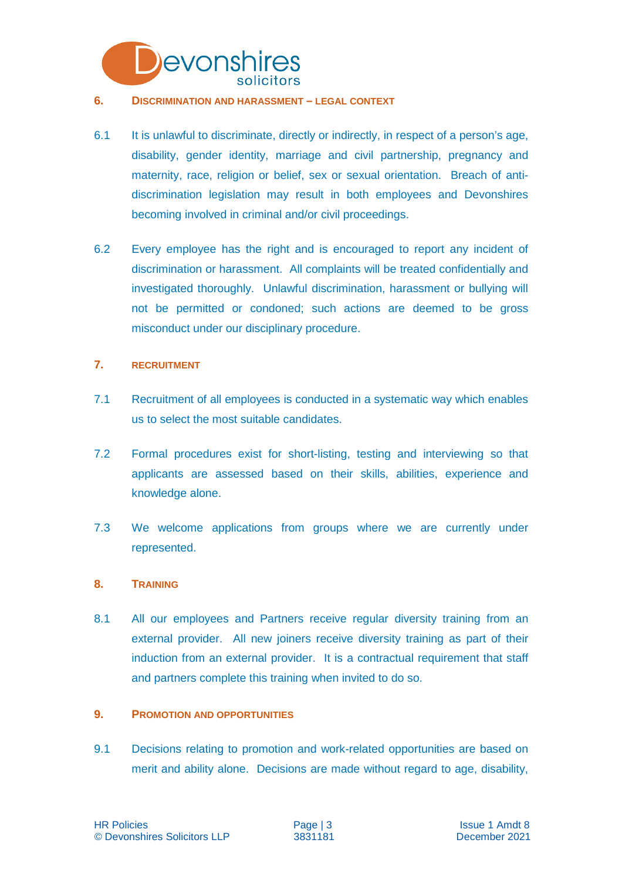## 6. Discrimination and Harassment – Legal Context

6.1 It is unlawful to discriminate, directly or indirectly, in respect of a person's age, disability, gender identity, marriage and civil partnership, pregnancy and maternity, race, religion or belief, sex or sexual orientation. Breach of anti-discrimination legislation may result in both employees and Devonshires becoming involved in criminal and/or civil proceedings.

6.2 Every employee has the right and is encouraged to report any incident of discrimination or harassment. All complaints will be treated confidentially and investigated thoroughly. Unlawful discrimination, harassment or bullying will not be permitted or condoned; such actions are deemed to be gross misconduct under our disciplinary procedure.

## 7. Recruitment

7.1 Recruitment of all employees is conducted in a systematic way which enables us to select the most suitable candidates.

7.2 Formal procedures exist for short-listing, testing and interviewing so that applicants are assessed based on their skills, abilities, experience and knowledge alone.

7.3 We welcome applications from groups where we are currently under represented.

## 8. Training

8.1 All our employees and Partners receive regular diversity training from an external provider. All new joiners receive diversity training as part of their induction from an external provider. It is a contractual requirement that staff and partners complete this training when invited to do so.

## 9. Promotion and Opportunities

9.1 Decisions relating to promotion and work-related opportunities are based on merit and ability alone. Decisions are made without regard to age, disability,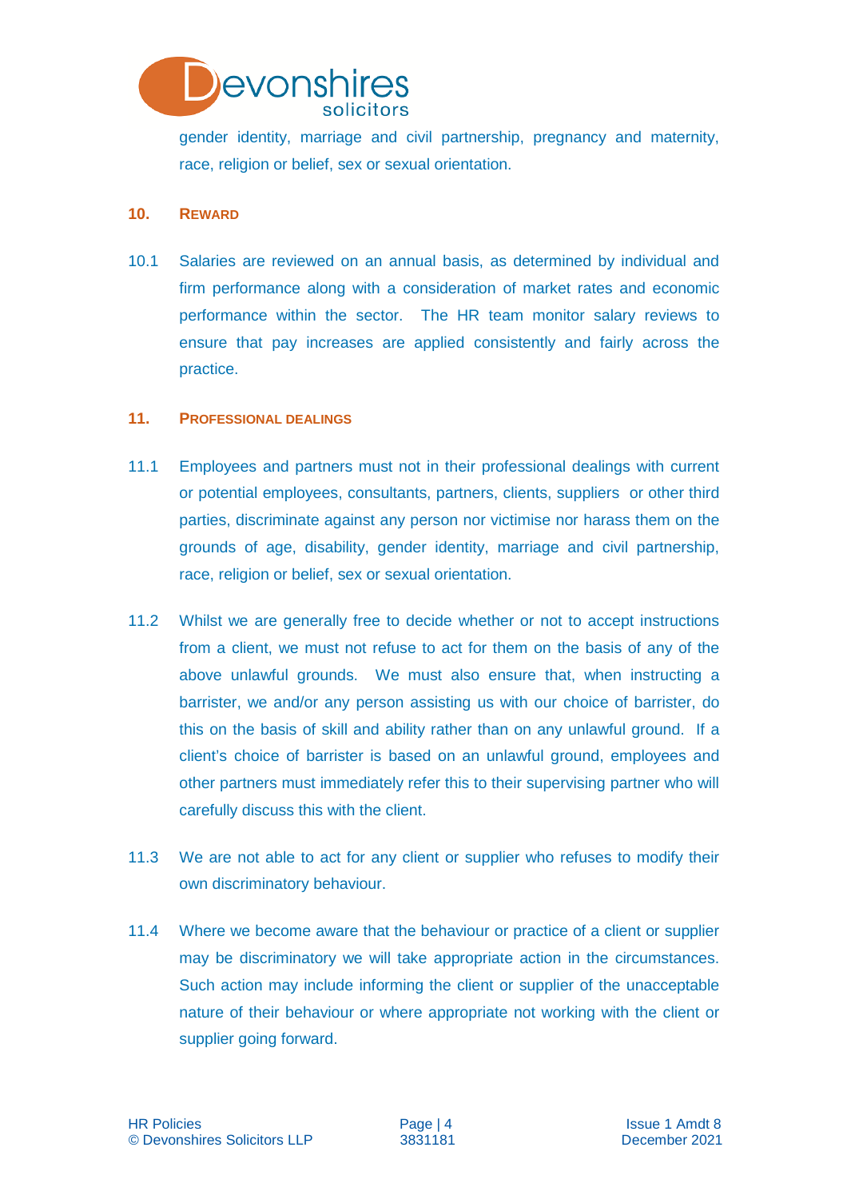gender identity, marriage and civil partnership, pregnancy and maternity, race, religion or belief, sex or sexual orientation.

## 10. REWARD

10.1 Salaries are reviewed on an annual basis, as determined by individual and firm performance along with a consideration of market rates and economic performance within the sector. The HR team monitor salary reviews to ensure that pay increases are applied consistently and fairly across the practice.

## 11. PROFESSIONAL DEALINGS

11.1 Employees and partners must not in their professional dealings with current or potential employees, consultants, partners, clients, suppliers or other third parties, discriminate against any person nor victimise nor harass them on the grounds of age, disability, gender identity, marriage and civil partnership, race, religion or belief, sex or sexual orientation.

11.2 Whilst we are generally free to decide whether or not to accept instructions from a client, we must not refuse to act for them on the basis of any of the above unlawful grounds. We must also ensure that, when instructing a barrister, we and/or any person assisting us with our choice of barrister, do this on the basis of skill and ability rather than on any unlawful ground. If a client's choice of barrister is based on an unlawful ground, employees and other partners must immediately refer this to their supervising partner who will carefully discuss this with the client.

11.3 We are not able to act for any client or supplier who refuses to modify their own discriminatory behaviour.

11.4 Where we become aware that the behaviour or practice of a client or supplier may be discriminatory we will take appropriate action in the circumstances. Such action may include informing the client or supplier of the unacceptable nature of their behaviour or where appropriate not working with the client or supplier going forward.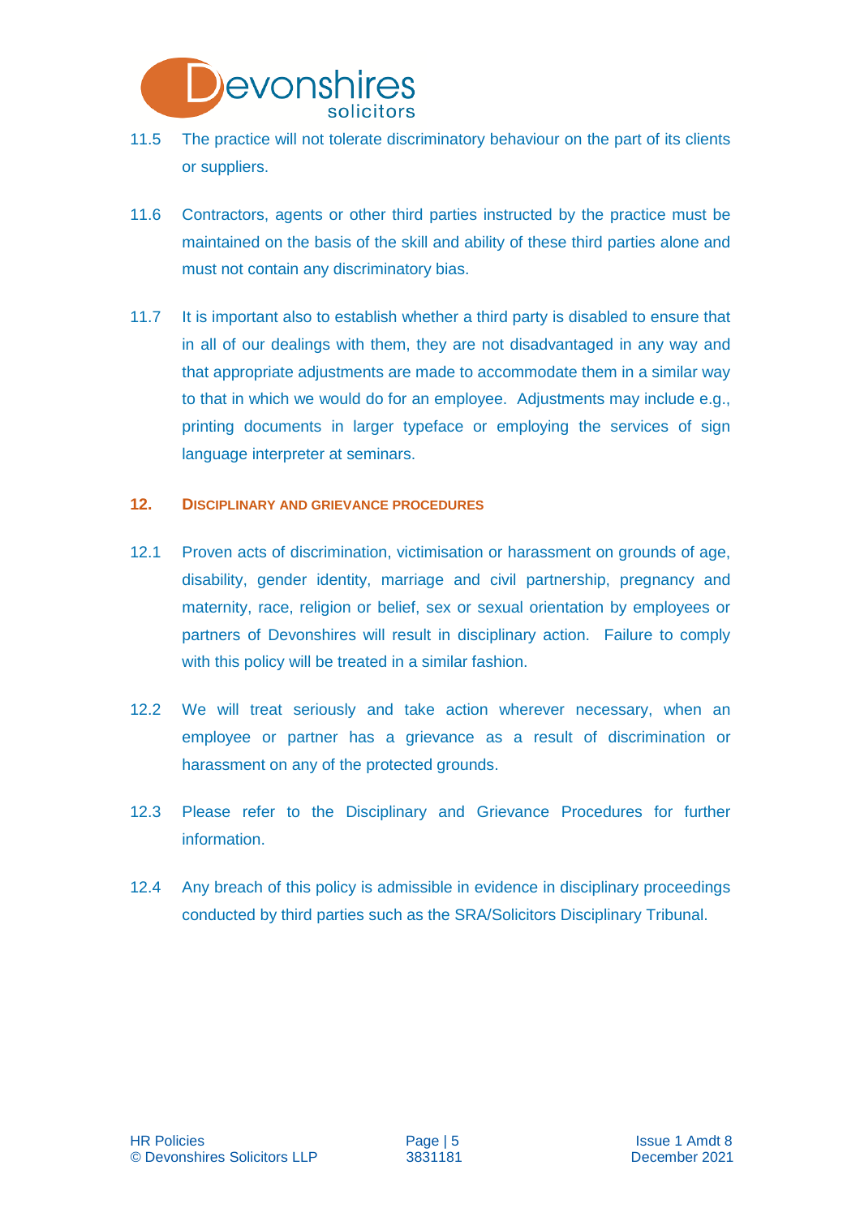11.5 The practice will not tolerate discriminatory behaviour on the part of its clients or suppliers.

11.6 Contractors, agents or other third parties instructed by the practice must be maintained on the basis of the skill and ability of these third parties alone and must not contain any discriminatory bias.

11.7 It is important also to establish whether a third party is disabled to ensure that in all of our dealings with them, they are not disadvantaged in any way and that appropriate adjustments are made to accommodate them in a similar way to that in which we would do for an employee. Adjustments may include e.g., printing documents in larger typeface or employing the services of sign language interpreter at seminars.

## 12. DISCIPLINARY AND GRIEVANCE PROCEDURES

12.1 Proven acts of discrimination, victimisation or harassment on grounds of age, disability, gender identity, marriage and civil partnership, pregnancy and maternity, race, religion or belief, sex or sexual orientation by employees or partners of Devonshires will result in disciplinary action. Failure to comply with this policy will be treated in a similar fashion.

12.2 We will treat seriously and take action wherever necessary, when an employee or partner has a grievance as a result of discrimination or harassment on any of the protected grounds.

12.3 Please refer to the Disciplinary and Grievance Procedures for further information.

12.4 Any breach of this policy is admissible in evidence in disciplinary proceedings conducted by third parties such as the SRA/Solicitors Disciplinary Tribunal.